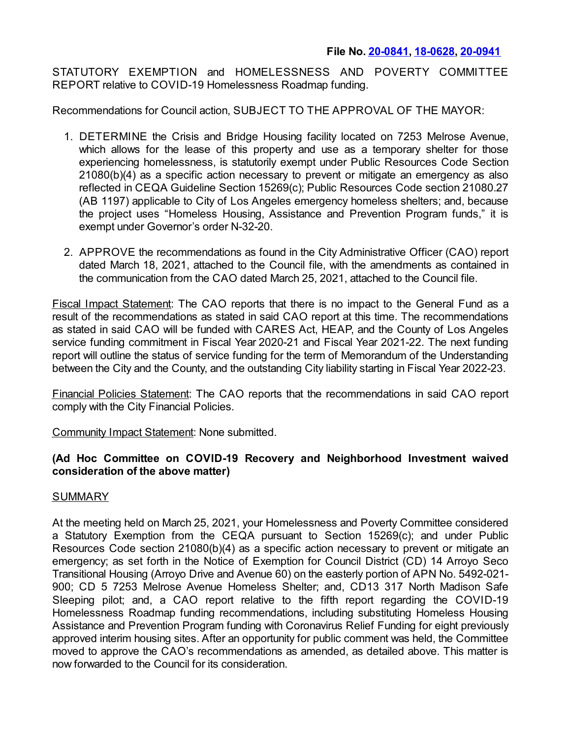**File No. [20-0841](20-0841), [18-0628](18-0628), [20-0941](20-0941)**

STATUTORY EXEMPTION and HOMELESSNESS AND POVERTY COMMITTEE REPORT relative to COVID-19 Homelessness Roadmap funding.

Recommendations for Council action, SUBJECT TO THE APPROVAL OF THE MAYOR:

1. DETERMINE the Crisis and Bridge Housing facility located on 7253 Melrose Avenue, which allows for the lease of this property and use as a temporary shelter for those experiencing homelessness, is statutorily exempt under Public Resources Code Section 21080(b)(4) as a specific action necessary to prevent or mitigate an emergency as also reflected in CEQA Guideline Section 15269(c); Public Resources Code section 21080.27 (AB 1197) applicable to City of Los Angeles emergency homeless shelters; and, because the project uses "Homeless Housing, Assistance and Prevention Program funds," it is exempt under Governor's order N-32-20.

2. APPROVE the recommendations as found in the City Administrative Officer (CAO) report dated March 18, 2021, attached to the Council file, with the amendments as contained in the communication from the CAO dated March 25, 2021, attached to the Council file.

<u>Fiscal Impact Statement</u>: The CAO reports that there is no impact to the General Fund as a result of the recommendations as stated in said CAO report at this time. The recommendations as stated in said CAO will be funded with CARES Act, HEAP, and the County of Los Angeles service funding commitment in Fiscal Year 2020-21 and Fiscal Year 2021-22. The next funding report will outline the status of service funding for the term of Memorandum of the Understanding between the City and the County, and the outstanding City liability starting in Fiscal Year 2022-23.

<u>Financial Policies Statement</u>: The CAO reports that the recommendations in said CAO report comply with the City Financial Policies.

<u>Community Impact Statement</u>: None submitted.

**(Ad Hoc Committee on COVID-19 Recovery and Neighborhood Investment waived consideration of the above matter)**

<u>SUMMARY</u>

At the meeting held on March 25, 2021, your Homelessness and Poverty Committee considered a Statutory Exemption from the CEQA pursuant to Section 15269(c); and under Public Resources Code section 21080(b)(4) as a specific action necessary to prevent or mitigate an emergency; as set forth in the Notice of Exemption for Council District (CD) 14 Arroyo Seco Transitional Housing (Arroyo Drive and Avenue 60) on the easterly portion of APN No. 5492-021-900; CD 5 7253 Melrose Avenue Homeless Shelter; and, CD13 317 North Madison Safe Sleeping pilot; and, a CAO report relative to the fifth report regarding the COVID-19 Homelessness Roadmap funding recommendations, including substituting Homeless Housing Assistance and Prevention Program funding with Coronavirus Relief Funding for eight previously approved interim housing sites. After an opportunity for public comment was held, the Committee moved to approve the CAO's recommendations as amended, as detailed above. This matter is now forwarded to the Council for its consideration.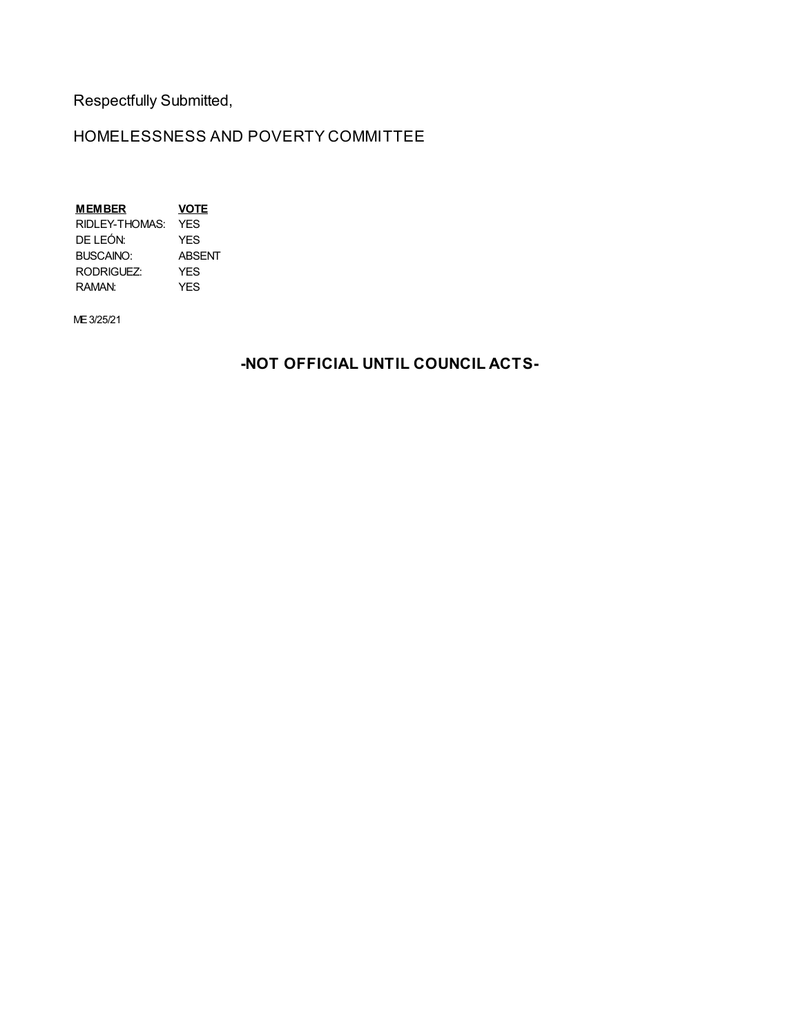Respectfully Submitted,

HOMELESSNESS AND POVERTY COMMITTEE

| MEMBER | VOTE |
|---|---|
| RIDLEY-THOMAS: | YES |
| DE LEÓN: | YES |
| BUSCAINO: | ABSENT |
| RODRIGUEZ: | YES |
| RAMAN: | YES |

ME 3/25/21

**-NOT OFFICIAL UNTIL COUNCIL ACTS-**